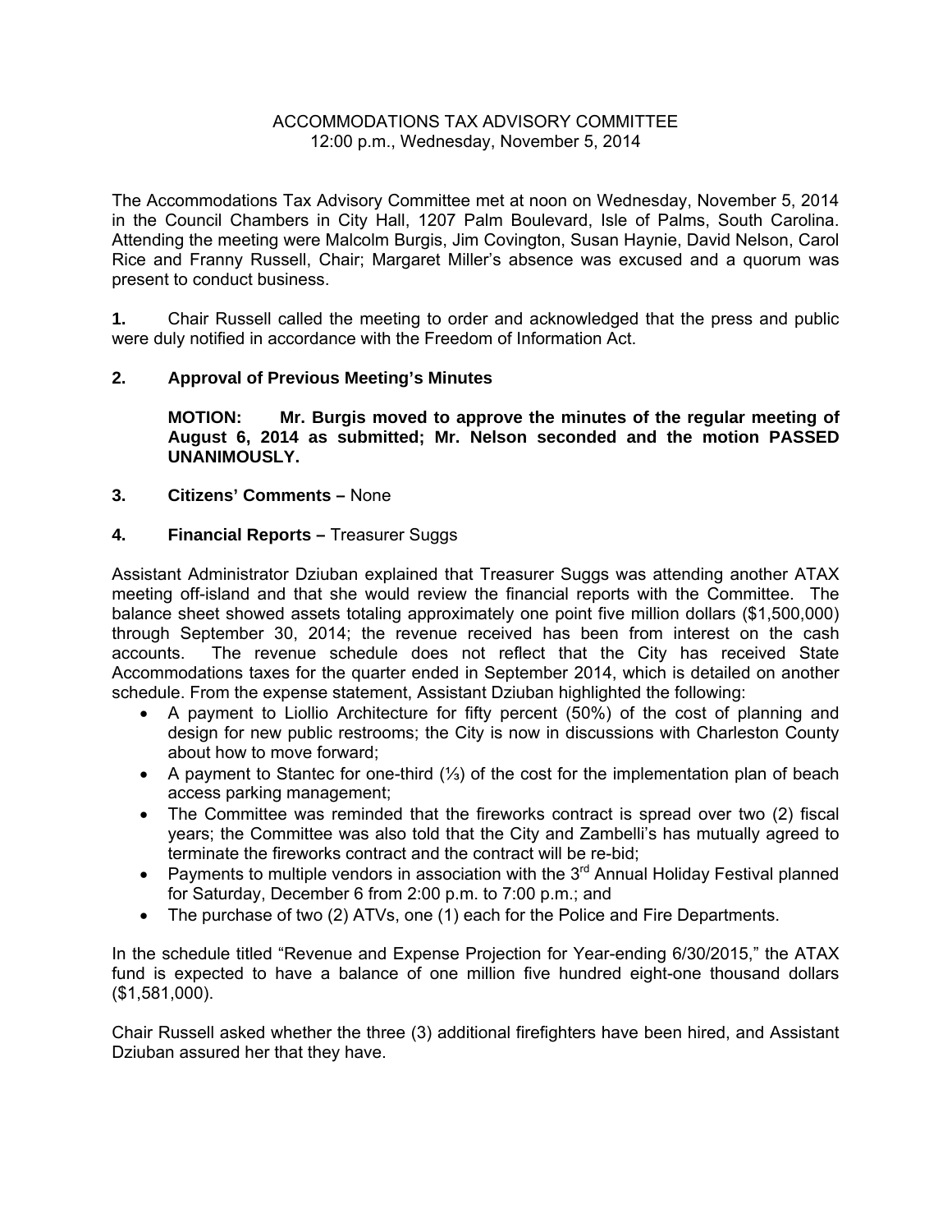# ACCOMMODATIONS TAX ADVISORY COMMITTEE
12:00 p.m., Wednesday, November 5, 2014

The Accommodations Tax Advisory Committee met at noon on Wednesday, November 5, 2014 in the Council Chambers in City Hall, 1207 Palm Boulevard, Isle of Palms, South Carolina. Attending the meeting were Malcolm Burgis, Jim Covington, Susan Haynie, David Nelson, Carol Rice and Franny Russell, Chair; Margaret Miller's absence was excused and a quorum was present to conduct business.

**1.** Chair Russell called the meeting to order and acknowledged that the press and public were duly notified in accordance with the Freedom of Information Act.

**2. Approval of Previous Meeting's Minutes**

**MOTION: Mr. Burgis moved to approve the minutes of the regular meeting of August 6, 2014 as submitted; Mr. Nelson seconded and the motion PASSED UNANIMOUSLY.**

**3. Citizens' Comments –** None

**4. Financial Reports –** Treasurer Suggs

Assistant Administrator Dziuban explained that Treasurer Suggs was attending another ATAX meeting off-island and that she would review the financial reports with the Committee. The balance sheet showed assets totaling approximately one point five million dollars ($1,500,000) through September 30, 2014; the revenue received has been from interest on the cash accounts. The revenue schedule does not reflect that the City has received State Accommodations taxes for the quarter ended in September 2014, which is detailed on another schedule. From the expense statement, Assistant Dziuban highlighted the following:

- A payment to Liollio Architecture for fifty percent (50%) of the cost of planning and design for new public restrooms; the City is now in discussions with Charleston County about how to move forward;
- A payment to Stantec for one-third (⅓) of the cost for the implementation plan of beach access parking management;
- The Committee was reminded that the fireworks contract is spread over two (2) fiscal years; the Committee was also told that the City and Zambelli's has mutually agreed to terminate the fireworks contract and the contract will be re-bid;
- Payments to multiple vendors in association with the 3rd Annual Holiday Festival planned for Saturday, December 6 from 2:00 p.m. to 7:00 p.m.; and
- The purchase of two (2) ATVs, one (1) each for the Police and Fire Departments.

In the schedule titled "Revenue and Expense Projection for Year-ending 6/30/2015," the ATAX fund is expected to have a balance of one million five hundred eight-one thousand dollars ($1,581,000).

Chair Russell asked whether the three (3) additional firefighters have been hired, and Assistant Dziuban assured her that they have.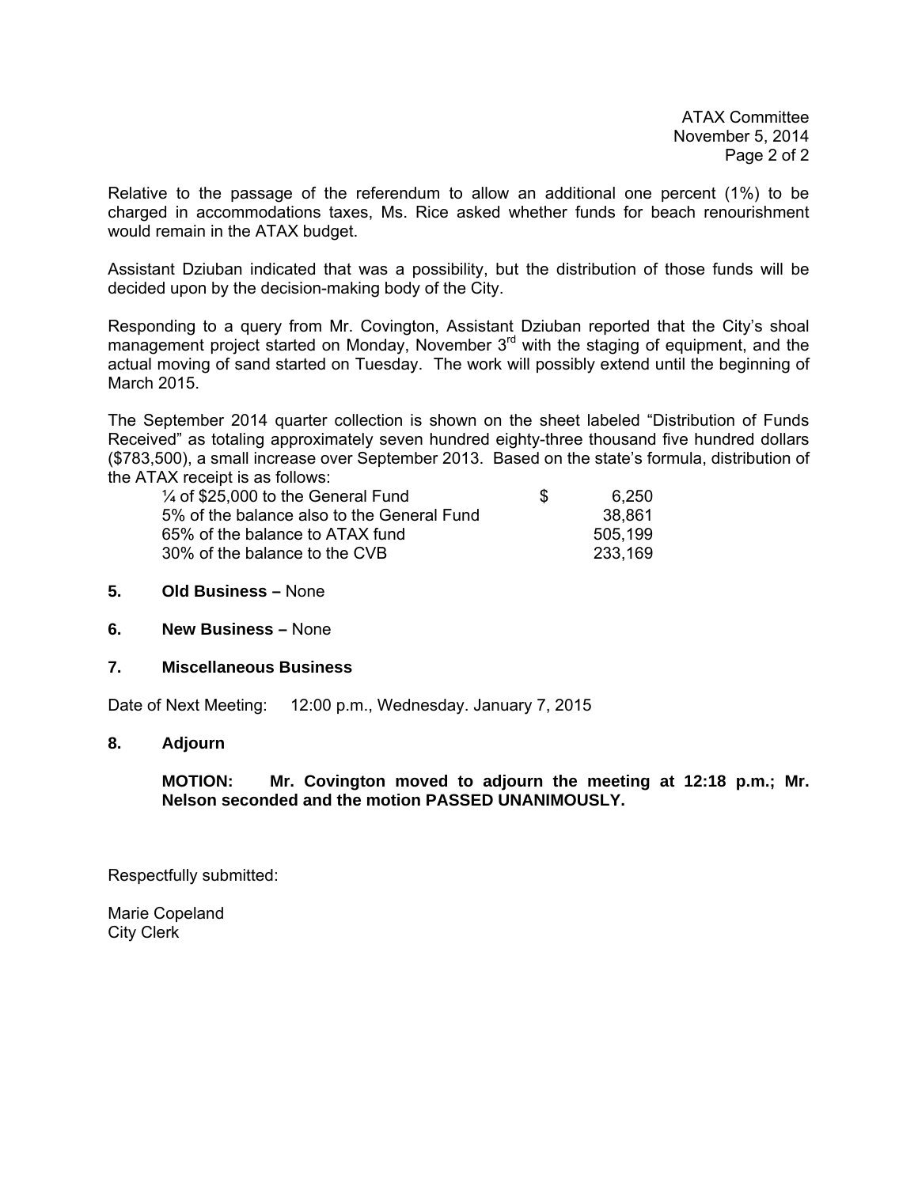Relative to the passage of the referendum to allow an additional one percent (1%) to be charged in accommodations taxes, Ms. Rice asked whether funds for beach renourishment would remain in the ATAX budget.

Assistant Dziuban indicated that was a possibility, but the distribution of those funds will be decided upon by the decision-making body of the City.

Responding to a query from Mr. Covington, Assistant Dziuban reported that the City's shoal management project started on Monday, November 3rd with the staging of equipment, and the actual moving of sand started on Tuesday. The work will possibly extend until the beginning of March 2015.

The September 2014 quarter collection is shown on the sheet labeled "Distribution of Funds Received" as totaling approximately seven hundred eighty-three thousand five hundred dollars ($783,500), a small increase over September 2013. Based on the state's formula, distribution of the ATAX receipt is as follows:

| | |
|---|---|
| ¼ of $25,000 to the General Fund | $ 6,250 |
| 5% of the balance also to the General Fund | 38,861 |
| 65% of the balance to ATAX fund | 505,199 |
| 30% of the balance to the CVB | 233,169 |

**5. Old Business –** None

**6. New Business –** None

**7. Miscellaneous Business**

Date of Next Meeting: 12:00 p.m., Wednesday. January 7, 2015

**8. Adjourn**

**MOTION: Mr. Covington moved to adjourn the meeting at 12:18 p.m.; Mr. Nelson seconded and the motion PASSED UNANIMOUSLY.**

Respectfully submitted:

Marie Copeland
City Clerk